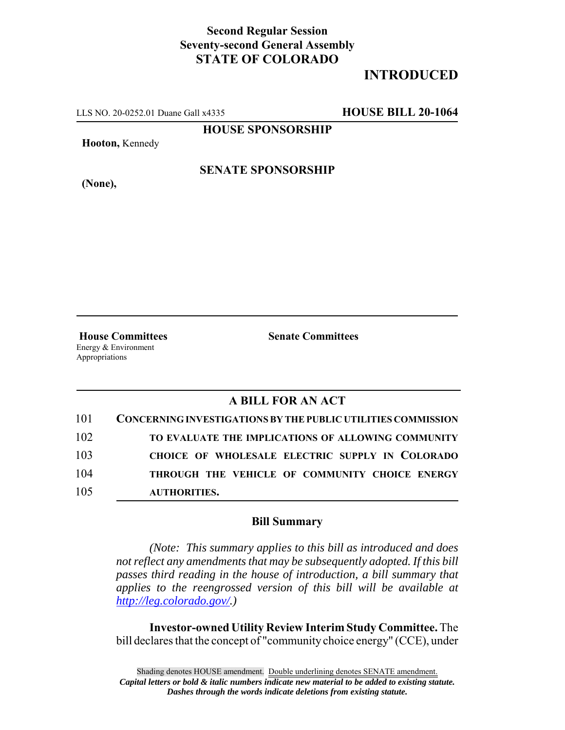**Second Regular Session**
**Seventy-second General Assembly**
**STATE OF COLORADO**

# INTRODUCED

LLS NO. 20-0252.01 Duane Gall x4335 **HOUSE BILL 20-1064**

**HOUSE SPONSORSHIP**

**Hooton,** Kennedy

**SENATE SPONSORSHIP**

**(None),**

**House Committees**
Energy & Environment
Appropriations

**Senate Committees**

## A BILL FOR AN ACT

101 **CONCERNING INVESTIGATIONS BY THE PUBLIC UTILITIES COMMISSION**
102 **TO EVALUATE THE IMPLICATIONS OF ALLOWING COMMUNITY**
103 **CHOICE OF WHOLESALE ELECTRIC SUPPLY IN COLORADO**
104 **THROUGH THE VEHICLE OF COMMUNITY CHOICE ENERGY**
105 **AUTHORITIES.**

### Bill Summary

*(Note: This summary applies to this bill as introduced and does not reflect any amendments that may be subsequently adopted. If this bill passes third reading in the house of introduction, a bill summary that applies to the reengrossed version of this bill will be available at http://leg.colorado.gov/.)*

**Investor-owned Utility Review Interim Study Committee.** The bill declares that the concept of "community choice energy" (CCE), under

Shading denotes HOUSE amendment. Double underlining denotes SENATE amendment.
***Capital letters or bold & italic numbers indicate new material to be added to existing statute.***
***Dashes through the words indicate deletions from existing statute.***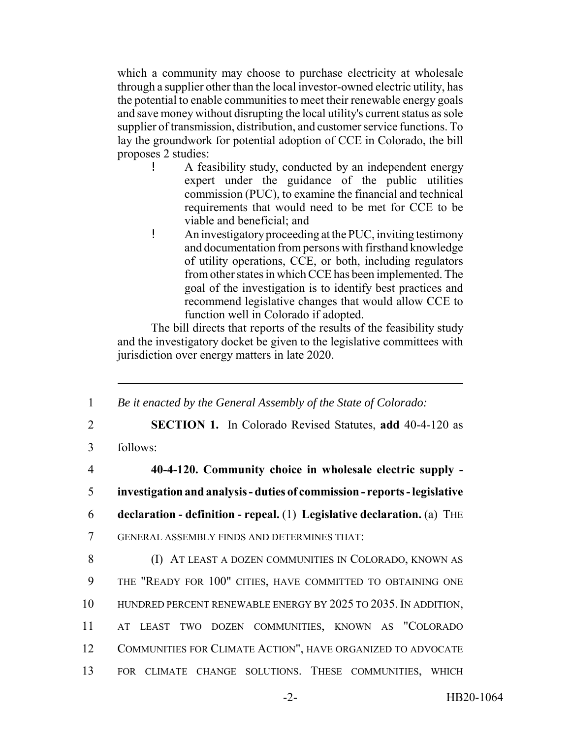which a community may choose to purchase electricity at wholesale through a supplier other than the local investor-owned electric utility, has the potential to enable communities to meet their renewable energy goals and save money without disrupting the local utility's current status as sole supplier of transmission, distribution, and customer service functions. To lay the groundwork for potential adoption of CCE in Colorado, the bill proposes 2 studies:

- A feasibility study, conducted by an independent energy expert under the guidance of the public utilities commission (PUC), to examine the financial and technical requirements that would need to be met for CCE to be viable and beneficial; and
- An investigatory proceeding at the PUC, inviting testimony and documentation from persons with firsthand knowledge of utility operations, CCE, or both, including regulators from other states in which CCE has been implemented. The goal of the investigation is to identify best practices and recommend legislative changes that would allow CCE to function well in Colorado if adopted.

The bill directs that reports of the results of the feasibility study and the investigatory docket be given to the legislative committees with jurisdiction over energy matters in late 2020.

---

1 *Be it enacted by the General Assembly of the State of Colorado:*

2 **SECTION 1.** In Colorado Revised Statutes, **add** 40-4-120 as
3 follows:

4 **40-4-120. Community choice in wholesale electric supply -**
5 **investigation and analysis - duties of commission - reports - legislative**
6 **declaration - definition - repeal.** (1) **Legislative declaration.** (a) THE
7 GENERAL ASSEMBLY FINDS AND DETERMINES THAT:

8 (I) AT LEAST A DOZEN COMMUNITIES IN COLORADO, KNOWN AS
9 THE "READY FOR 100" CITIES, HAVE COMMITTED TO OBTAINING ONE
10 HUNDRED PERCENT RENEWABLE ENERGY BY 2025 TO 2035. IN ADDITION,
11 AT LEAST TWO DOZEN COMMUNITIES, KNOWN AS "COLORADO
12 COMMUNITIES FOR CLIMATE ACTION", HAVE ORGANIZED TO ADVOCATE
13 FOR CLIMATE CHANGE SOLUTIONS. THESE COMMUNITIES, WHICH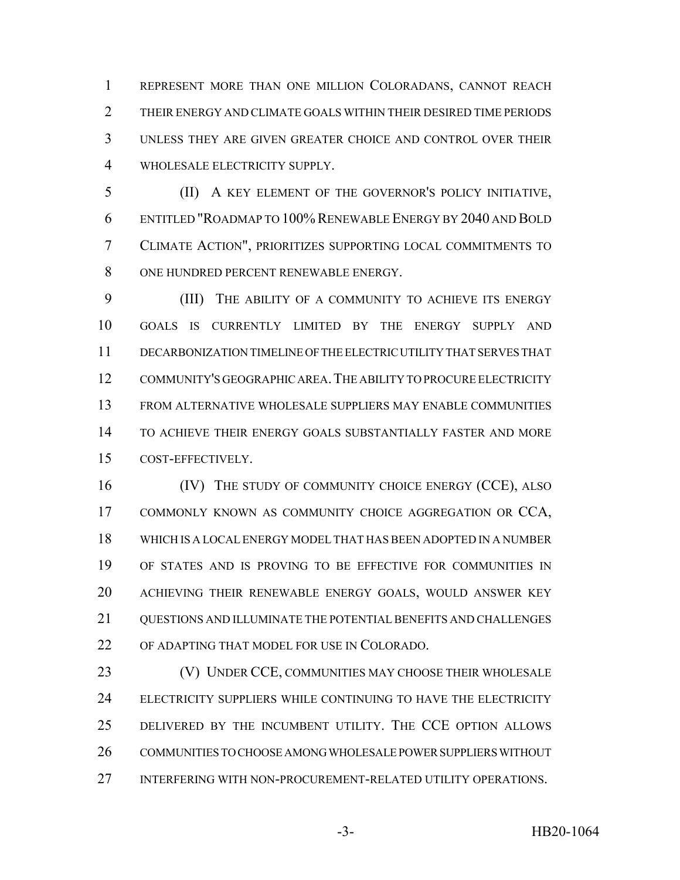REPRESENT MORE THAN ONE MILLION COLORADANS, CANNOT REACH THEIR ENERGY AND CLIMATE GOALS WITHIN THEIR DESIRED TIME PERIODS UNLESS THEY ARE GIVEN GREATER CHOICE AND CONTROL OVER THEIR WHOLESALE ELECTRICITY SUPPLY.

(II) A KEY ELEMENT OF THE GOVERNOR'S POLICY INITIATIVE, ENTITLED "ROADMAP TO 100% RENEWABLE ENERGY BY 2040 AND BOLD CLIMATE ACTION", PRIORITIZES SUPPORTING LOCAL COMMITMENTS TO ONE HUNDRED PERCENT RENEWABLE ENERGY.

(III) THE ABILITY OF A COMMUNITY TO ACHIEVE ITS ENERGY GOALS IS CURRENTLY LIMITED BY THE ENERGY SUPPLY AND DECARBONIZATION TIMELINE OF THE ELECTRIC UTILITY THAT SERVES THAT COMMUNITY'S GEOGRAPHIC AREA. THE ABILITY TO PROCURE ELECTRICITY FROM ALTERNATIVE WHOLESALE SUPPLIERS MAY ENABLE COMMUNITIES TO ACHIEVE THEIR ENERGY GOALS SUBSTANTIALLY FASTER AND MORE COST-EFFECTIVELY.

(IV) THE STUDY OF COMMUNITY CHOICE ENERGY (CCE), ALSO COMMONLY KNOWN AS COMMUNITY CHOICE AGGREGATION OR CCA, WHICH IS A LOCAL ENERGY MODEL THAT HAS BEEN ADOPTED IN A NUMBER OF STATES AND IS PROVING TO BE EFFECTIVE FOR COMMUNITIES IN ACHIEVING THEIR RENEWABLE ENERGY GOALS, WOULD ANSWER KEY QUESTIONS AND ILLUMINATE THE POTENTIAL BENEFITS AND CHALLENGES OF ADAPTING THAT MODEL FOR USE IN COLORADO.

(V) UNDER CCE, COMMUNITIES MAY CHOOSE THEIR WHOLESALE ELECTRICITY SUPPLIERS WHILE CONTINUING TO HAVE THE ELECTRICITY DELIVERED BY THE INCUMBENT UTILITY. THE CCE OPTION ALLOWS COMMUNITIES TO CHOOSE AMONG WHOLESALE POWER SUPPLIERS WITHOUT INTERFERING WITH NON-PROCUREMENT-RELATED UTILITY OPERATIONS.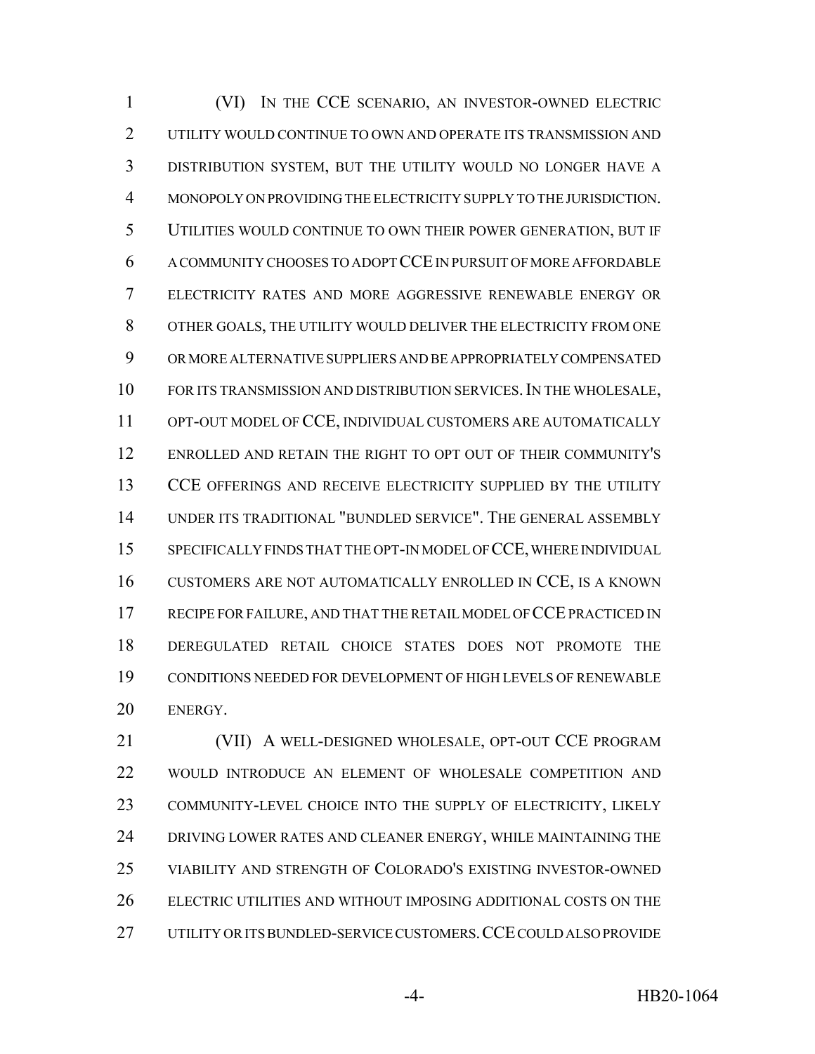(VI) IN THE CCE SCENARIO, AN INVESTOR-OWNED ELECTRIC UTILITY WOULD CONTINUE TO OWN AND OPERATE ITS TRANSMISSION AND DISTRIBUTION SYSTEM, BUT THE UTILITY WOULD NO LONGER HAVE A MONOPOLY ON PROVIDING THE ELECTRICITY SUPPLY TO THE JURISDICTION. UTILITIES WOULD CONTINUE TO OWN THEIR POWER GENERATION, BUT IF A COMMUNITY CHOOSES TO ADOPT CCE IN PURSUIT OF MORE AFFORDABLE ELECTRICITY RATES AND MORE AGGRESSIVE RENEWABLE ENERGY OR OTHER GOALS, THE UTILITY WOULD DELIVER THE ELECTRICITY FROM ONE OR MORE ALTERNATIVE SUPPLIERS AND BE APPROPRIATELY COMPENSATED FOR ITS TRANSMISSION AND DISTRIBUTION SERVICES. IN THE WHOLESALE, OPT-OUT MODEL OF CCE, INDIVIDUAL CUSTOMERS ARE AUTOMATICALLY ENROLLED AND RETAIN THE RIGHT TO OPT OUT OF THEIR COMMUNITY'S CCE OFFERINGS AND RECEIVE ELECTRICITY SUPPLIED BY THE UTILITY UNDER ITS TRADITIONAL "BUNDLED SERVICE". THE GENERAL ASSEMBLY SPECIFICALLY FINDS THAT THE OPT-IN MODEL OF CCE, WHERE INDIVIDUAL CUSTOMERS ARE NOT AUTOMATICALLY ENROLLED IN CCE, IS A KNOWN RECIPE FOR FAILURE, AND THAT THE RETAIL MODEL OF CCE PRACTICED IN DEREGULATED RETAIL CHOICE STATES DOES NOT PROMOTE THE CONDITIONS NEEDED FOR DEVELOPMENT OF HIGH LEVELS OF RENEWABLE ENERGY.

(VII) A WELL-DESIGNED WHOLESALE, OPT-OUT CCE PROGRAM WOULD INTRODUCE AN ELEMENT OF WHOLESALE COMPETITION AND COMMUNITY-LEVEL CHOICE INTO THE SUPPLY OF ELECTRICITY, LIKELY DRIVING LOWER RATES AND CLEANER ENERGY, WHILE MAINTAINING THE VIABILITY AND STRENGTH OF COLORADO'S EXISTING INVESTOR-OWNED ELECTRIC UTILITIES AND WITHOUT IMPOSING ADDITIONAL COSTS ON THE UTILITY OR ITS BUNDLED-SERVICE CUSTOMERS. CCE COULD ALSO PROVIDE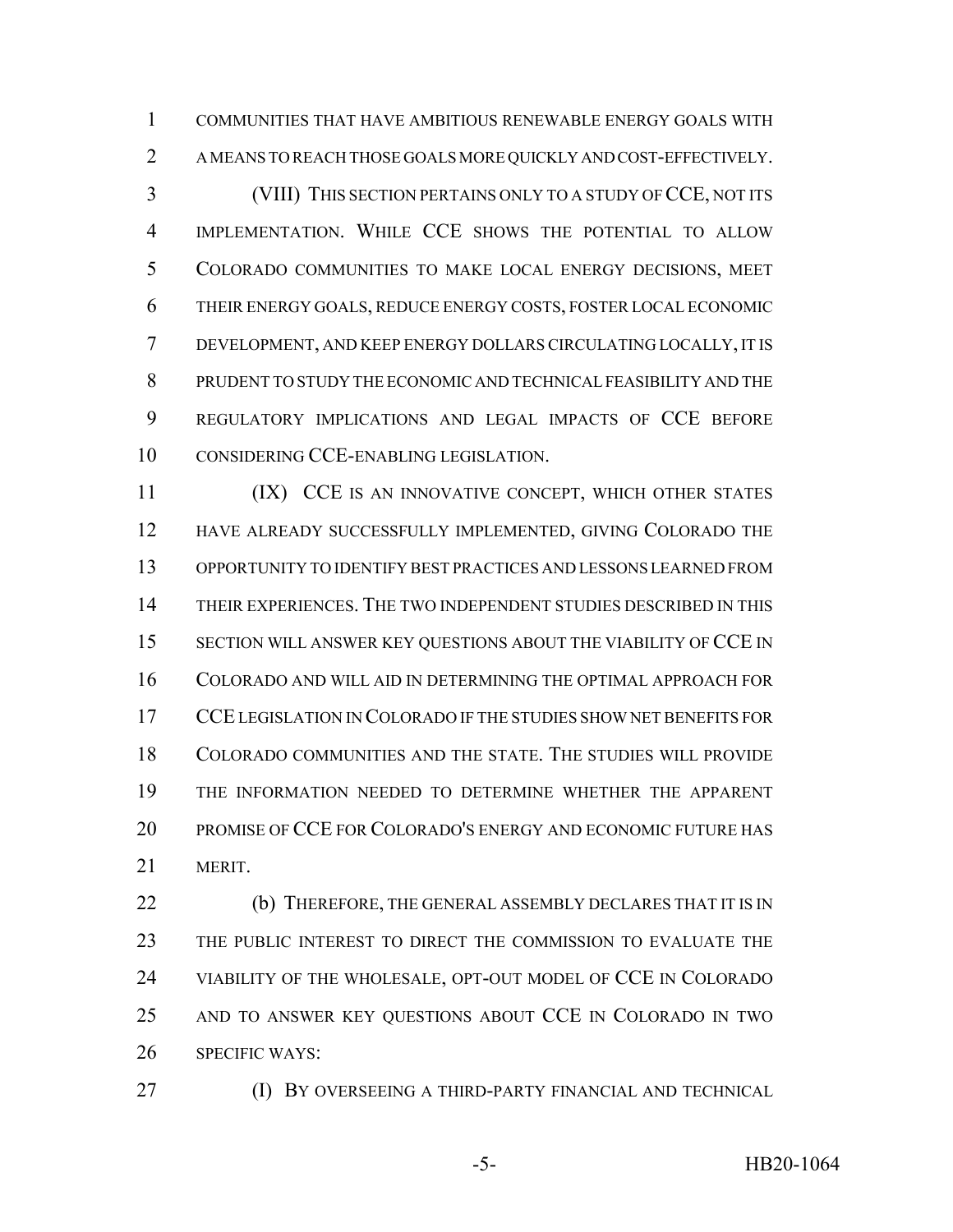COMMUNITIES THAT HAVE AMBITIOUS RENEWABLE ENERGY GOALS WITH A MEANS TO REACH THOSE GOALS MORE QUICKLY AND COST-EFFECTIVELY.

(VIII) THIS SECTION PERTAINS ONLY TO A STUDY OF CCE, NOT ITS IMPLEMENTATION. WHILE CCE SHOWS THE POTENTIAL TO ALLOW COLORADO COMMUNITIES TO MAKE LOCAL ENERGY DECISIONS, MEET THEIR ENERGY GOALS, REDUCE ENERGY COSTS, FOSTER LOCAL ECONOMIC DEVELOPMENT, AND KEEP ENERGY DOLLARS CIRCULATING LOCALLY, IT IS PRUDENT TO STUDY THE ECONOMIC AND TECHNICAL FEASIBILITY AND THE REGULATORY IMPLICATIONS AND LEGAL IMPACTS OF CCE BEFORE CONSIDERING CCE-ENABLING LEGISLATION.

(IX) CCE IS AN INNOVATIVE CONCEPT, WHICH OTHER STATES HAVE ALREADY SUCCESSFULLY IMPLEMENTED, GIVING COLORADO THE OPPORTUNITY TO IDENTIFY BEST PRACTICES AND LESSONS LEARNED FROM THEIR EXPERIENCES. THE TWO INDEPENDENT STUDIES DESCRIBED IN THIS SECTION WILL ANSWER KEY QUESTIONS ABOUT THE VIABILITY OF CCE IN COLORADO AND WILL AID IN DETERMINING THE OPTIMAL APPROACH FOR CCE LEGISLATION IN COLORADO IF THE STUDIES SHOW NET BENEFITS FOR COLORADO COMMUNITIES AND THE STATE. THE STUDIES WILL PROVIDE THE INFORMATION NEEDED TO DETERMINE WHETHER THE APPARENT PROMISE OF CCE FOR COLORADO'S ENERGY AND ECONOMIC FUTURE HAS MERIT.

(b) THEREFORE, THE GENERAL ASSEMBLY DECLARES THAT IT IS IN THE PUBLIC INTEREST TO DIRECT THE COMMISSION TO EVALUATE THE VIABILITY OF THE WHOLESALE, OPT-OUT MODEL OF CCE IN COLORADO AND TO ANSWER KEY QUESTIONS ABOUT CCE IN COLORADO IN TWO SPECIFIC WAYS:

(I) BY OVERSEEING A THIRD-PARTY FINANCIAL AND TECHNICAL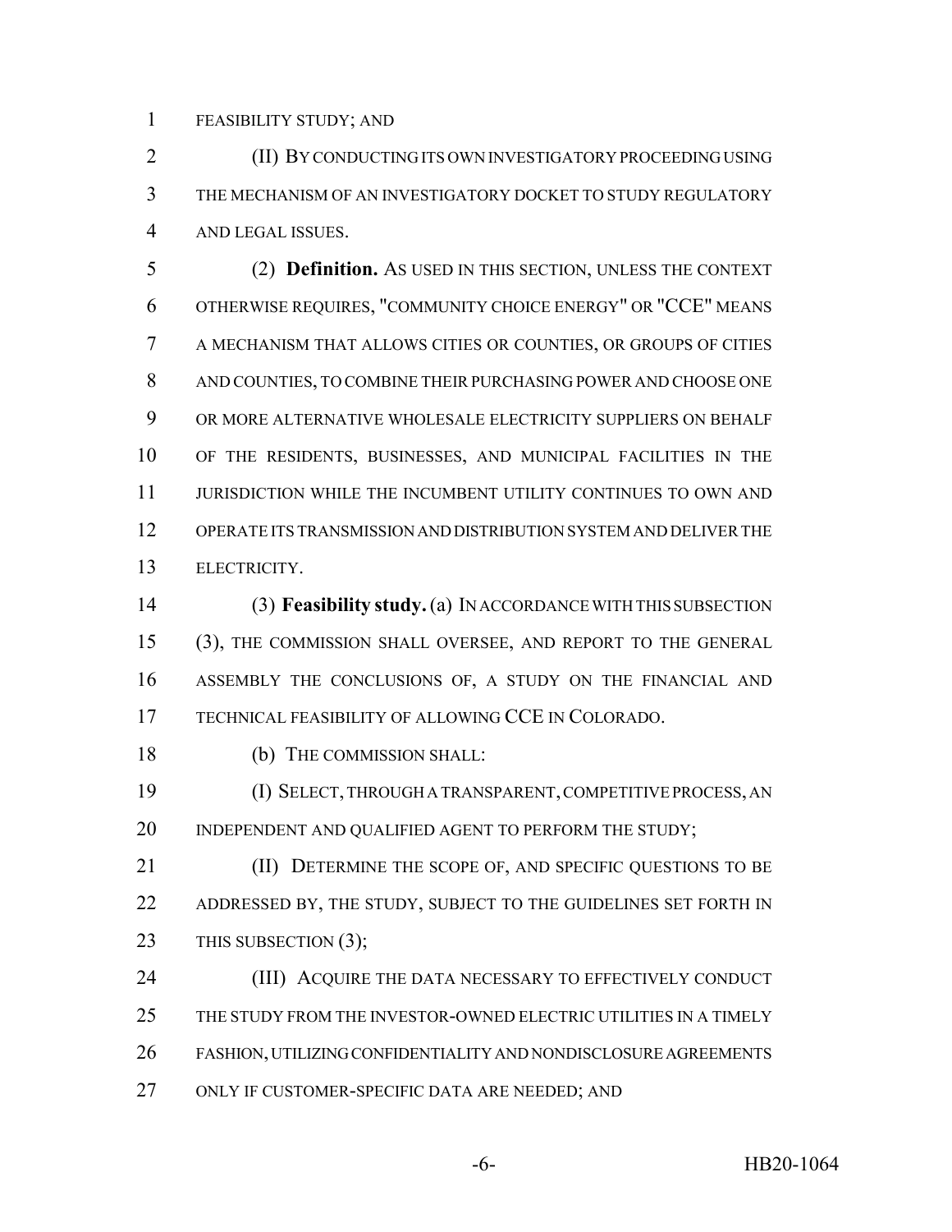FEASIBILITY STUDY; AND

(II) BY CONDUCTING ITS OWN INVESTIGATORY PROCEEDING USING THE MECHANISM OF AN INVESTIGATORY DOCKET TO STUDY REGULATORY AND LEGAL ISSUES.

(2) **Definition.** AS USED IN THIS SECTION, UNLESS THE CONTEXT OTHERWISE REQUIRES, "COMMUNITY CHOICE ENERGY" OR "CCE" MEANS A MECHANISM THAT ALLOWS CITIES OR COUNTIES, OR GROUPS OF CITIES AND COUNTIES, TO COMBINE THEIR PURCHASING POWER AND CHOOSE ONE OR MORE ALTERNATIVE WHOLESALE ELECTRICITY SUPPLIERS ON BEHALF OF THE RESIDENTS, BUSINESSES, AND MUNICIPAL FACILITIES IN THE JURISDICTION WHILE THE INCUMBENT UTILITY CONTINUES TO OWN AND OPERATE ITS TRANSMISSION AND DISTRIBUTION SYSTEM AND DELIVER THE ELECTRICITY.

(3) **Feasibility study.** (a) IN ACCORDANCE WITH THIS SUBSECTION (3), THE COMMISSION SHALL OVERSEE, AND REPORT TO THE GENERAL ASSEMBLY THE CONCLUSIONS OF, A STUDY ON THE FINANCIAL AND TECHNICAL FEASIBILITY OF ALLOWING CCE IN COLORADO.

(b) THE COMMISSION SHALL:

(I) SELECT, THROUGH A TRANSPARENT, COMPETITIVE PROCESS, AN INDEPENDENT AND QUALIFIED AGENT TO PERFORM THE STUDY;

(II) DETERMINE THE SCOPE OF, AND SPECIFIC QUESTIONS TO BE ADDRESSED BY, THE STUDY, SUBJECT TO THE GUIDELINES SET FORTH IN THIS SUBSECTION (3);

(III) ACQUIRE THE DATA NECESSARY TO EFFECTIVELY CONDUCT THE STUDY FROM THE INVESTOR-OWNED ELECTRIC UTILITIES IN A TIMELY FASHION, UTILIZING CONFIDENTIALITY AND NONDISCLOSURE AGREEMENTS ONLY IF CUSTOMER-SPECIFIC DATA ARE NEEDED; AND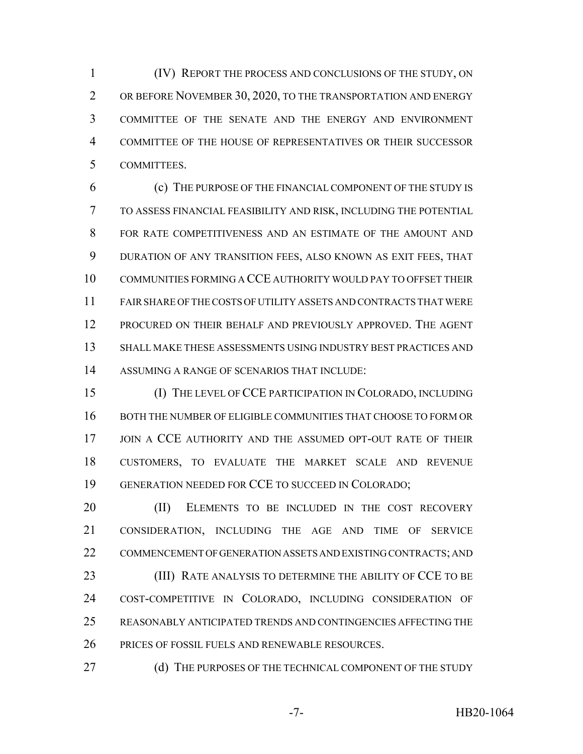(IV) REPORT THE PROCESS AND CONCLUSIONS OF THE STUDY, ON OR BEFORE NOVEMBER 30, 2020, TO THE TRANSPORTATION AND ENERGY COMMITTEE OF THE SENATE AND THE ENERGY AND ENVIRONMENT COMMITTEE OF THE HOUSE OF REPRESENTATIVES OR THEIR SUCCESSOR COMMITTEES.

(c) THE PURPOSE OF THE FINANCIAL COMPONENT OF THE STUDY IS TO ASSESS FINANCIAL FEASIBILITY AND RISK, INCLUDING THE POTENTIAL FOR RATE COMPETITIVENESS AND AN ESTIMATE OF THE AMOUNT AND DURATION OF ANY TRANSITION FEES, ALSO KNOWN AS EXIT FEES, THAT COMMUNITIES FORMING A CCE AUTHORITY WOULD PAY TO OFFSET THEIR FAIR SHARE OF THE COSTS OF UTILITY ASSETS AND CONTRACTS THAT WERE PROCURED ON THEIR BEHALF AND PREVIOUSLY APPROVED. THE AGENT SHALL MAKE THESE ASSESSMENTS USING INDUSTRY BEST PRACTICES AND ASSUMING A RANGE OF SCENARIOS THAT INCLUDE:

(I) THE LEVEL OF CCE PARTICIPATION IN COLORADO, INCLUDING BOTH THE NUMBER OF ELIGIBLE COMMUNITIES THAT CHOOSE TO FORM OR JOIN A CCE AUTHORITY AND THE ASSUMED OPT-OUT RATE OF THEIR CUSTOMERS, TO EVALUATE THE MARKET SCALE AND REVENUE GENERATION NEEDED FOR CCE TO SUCCEED IN COLORADO;

(II) ELEMENTS TO BE INCLUDED IN THE COST RECOVERY CONSIDERATION, INCLUDING THE AGE AND TIME OF SERVICE COMMENCEMENT OF GENERATION ASSETS AND EXISTING CONTRACTS; AND

(III) RATE ANALYSIS TO DETERMINE THE ABILITY OF CCE TO BE COST-COMPETITIVE IN COLORADO, INCLUDING CONSIDERATION OF REASONABLY ANTICIPATED TRENDS AND CONTINGENCIES AFFECTING THE PRICES OF FOSSIL FUELS AND RENEWABLE RESOURCES.

(d) THE PURPOSES OF THE TECHNICAL COMPONENT OF THE STUDY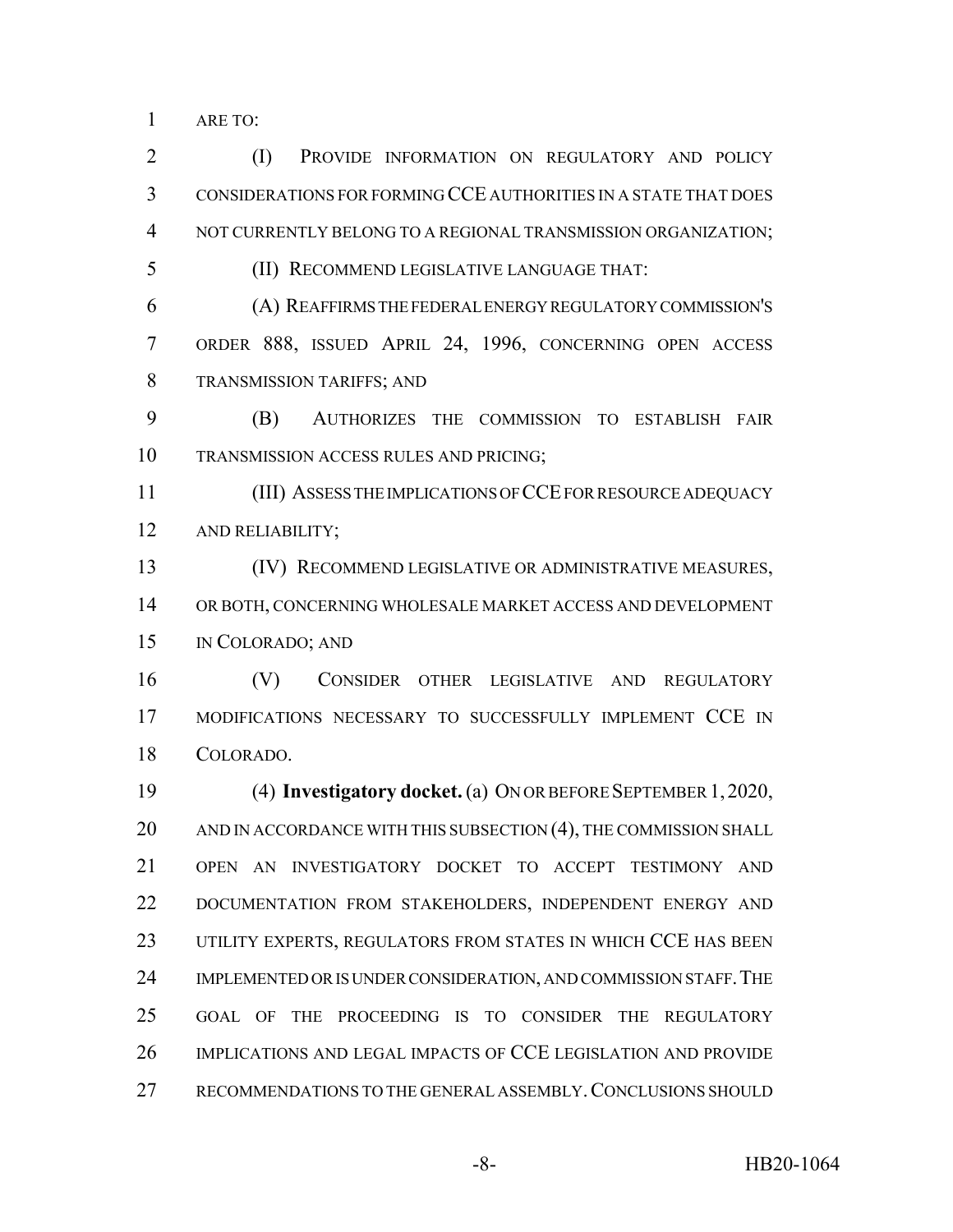ARE TO:

(I) PROVIDE INFORMATION ON REGULATORY AND POLICY CONSIDERATIONS FOR FORMING CCE AUTHORITIES IN A STATE THAT DOES NOT CURRENTLY BELONG TO A REGIONAL TRANSMISSION ORGANIZATION;

(II) RECOMMEND LEGISLATIVE LANGUAGE THAT:

(A) REAFFIRMS THE FEDERAL ENERGY REGULATORY COMMISSION'S ORDER 888, ISSUED APRIL 24, 1996, CONCERNING OPEN ACCESS TRANSMISSION TARIFFS; AND

(B) AUTHORIZES THE COMMISSION TO ESTABLISH FAIR TRANSMISSION ACCESS RULES AND PRICING;

(III) ASSESS THE IMPLICATIONS OF CCE FOR RESOURCE ADEQUACY AND RELIABILITY;

(IV) RECOMMEND LEGISLATIVE OR ADMINISTRATIVE MEASURES, OR BOTH, CONCERNING WHOLESALE MARKET ACCESS AND DEVELOPMENT IN COLORADO; AND

(V) CONSIDER OTHER LEGISLATIVE AND REGULATORY MODIFICATIONS NECESSARY TO SUCCESSFULLY IMPLEMENT CCE IN COLORADO.

(4) **Investigatory docket.** (a) ON OR BEFORE SEPTEMBER 1, 2020, AND IN ACCORDANCE WITH THIS SUBSECTION (4), THE COMMISSION SHALL OPEN AN INVESTIGATORY DOCKET TO ACCEPT TESTIMONY AND DOCUMENTATION FROM STAKEHOLDERS, INDEPENDENT ENERGY AND UTILITY EXPERTS, REGULATORS FROM STATES IN WHICH CCE HAS BEEN IMPLEMENTED OR IS UNDER CONSIDERATION, AND COMMISSION STAFF. THE GOAL OF THE PROCEEDING IS TO CONSIDER THE REGULATORY IMPLICATIONS AND LEGAL IMPACTS OF CCE LEGISLATION AND PROVIDE RECOMMENDATIONS TO THE GENERAL ASSEMBLY. CONCLUSIONS SHOULD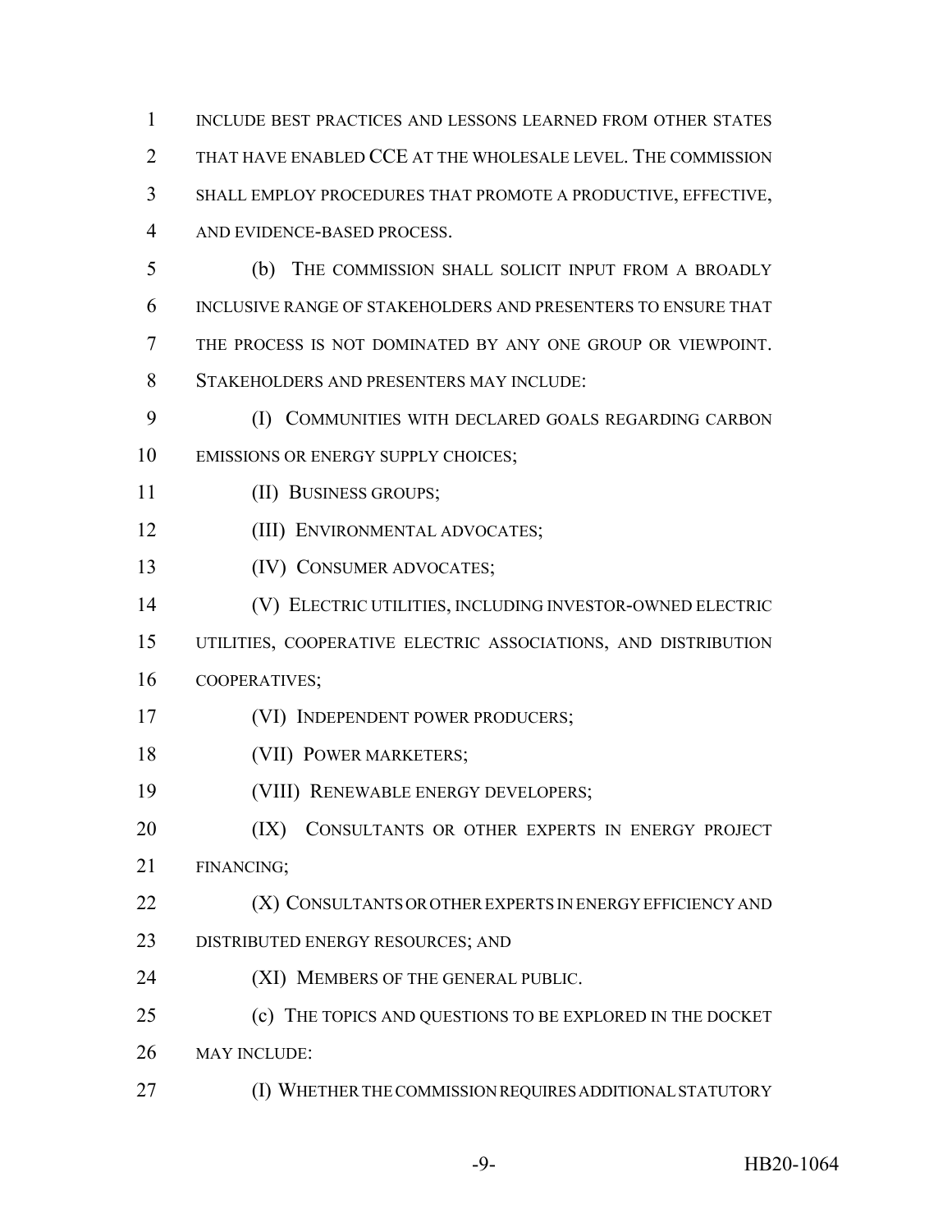INCLUDE BEST PRACTICES AND LESSONS LEARNED FROM OTHER STATES THAT HAVE ENABLED CCE AT THE WHOLESALE LEVEL. THE COMMISSION SHALL EMPLOY PROCEDURES THAT PROMOTE A PRODUCTIVE, EFFECTIVE, AND EVIDENCE-BASED PROCESS.

(b) THE COMMISSION SHALL SOLICIT INPUT FROM A BROADLY INCLUSIVE RANGE OF STAKEHOLDERS AND PRESENTERS TO ENSURE THAT THE PROCESS IS NOT DOMINATED BY ANY ONE GROUP OR VIEWPOINT. STAKEHOLDERS AND PRESENTERS MAY INCLUDE:

(I) COMMUNITIES WITH DECLARED GOALS REGARDING CARBON EMISSIONS OR ENERGY SUPPLY CHOICES;

(II) BUSINESS GROUPS;

(III) ENVIRONMENTAL ADVOCATES;

(IV) CONSUMER ADVOCATES;

(V) ELECTRIC UTILITIES, INCLUDING INVESTOR-OWNED ELECTRIC UTILITIES, COOPERATIVE ELECTRIC ASSOCIATIONS, AND DISTRIBUTION COOPERATIVES;

(VI) INDEPENDENT POWER PRODUCERS;

(VII) POWER MARKETERS;

(VIII) RENEWABLE ENERGY DEVELOPERS;

(IX) CONSULTANTS OR OTHER EXPERTS IN ENERGY PROJECT FINANCING;

(X) CONSULTANTS OR OTHER EXPERTS IN ENERGY EFFICIENCY AND DISTRIBUTED ENERGY RESOURCES; AND

(XI) MEMBERS OF THE GENERAL PUBLIC.

(c) THE TOPICS AND QUESTIONS TO BE EXPLORED IN THE DOCKET MAY INCLUDE:

(I) WHETHER THE COMMISSION REQUIRES ADDITIONAL STATUTORY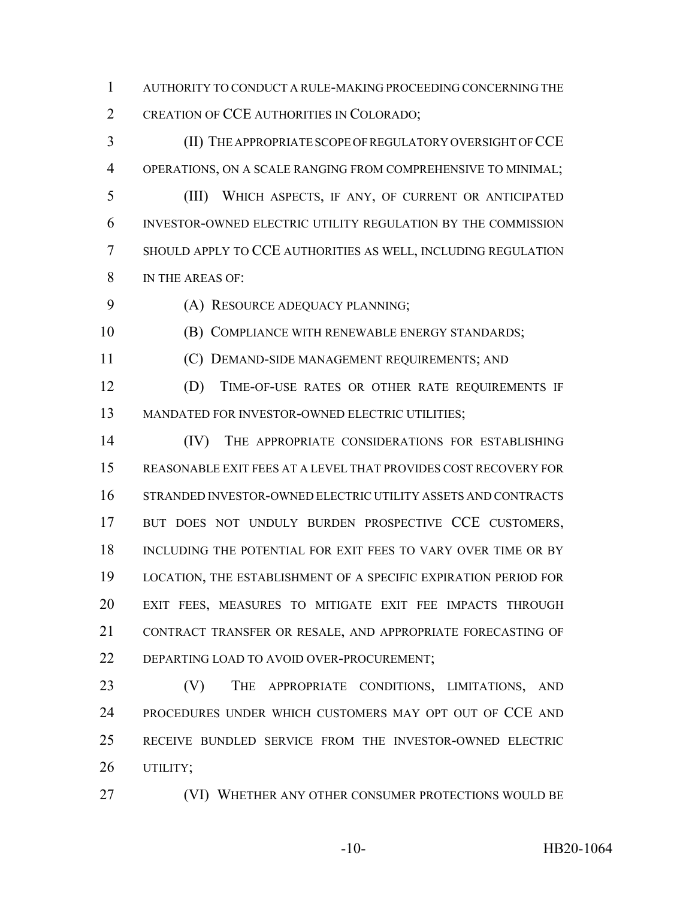AUTHORITY TO CONDUCT A RULE-MAKING PROCEEDING CONCERNING THE CREATION OF CCE AUTHORITIES IN COLORADO;

(II) THE APPROPRIATE SCOPE OF REGULATORY OVERSIGHT OF CCE OPERATIONS, ON A SCALE RANGING FROM COMPREHENSIVE TO MINIMAL;

(III) WHICH ASPECTS, IF ANY, OF CURRENT OR ANTICIPATED INVESTOR-OWNED ELECTRIC UTILITY REGULATION BY THE COMMISSION SHOULD APPLY TO CCE AUTHORITIES AS WELL, INCLUDING REGULATION IN THE AREAS OF:

(A) RESOURCE ADEQUACY PLANNING;

(B) COMPLIANCE WITH RENEWABLE ENERGY STANDARDS;

(C) DEMAND-SIDE MANAGEMENT REQUIREMENTS; AND

(D) TIME-OF-USE RATES OR OTHER RATE REQUIREMENTS IF MANDATED FOR INVESTOR-OWNED ELECTRIC UTILITIES;

(IV) THE APPROPRIATE CONSIDERATIONS FOR ESTABLISHING REASONABLE EXIT FEES AT A LEVEL THAT PROVIDES COST RECOVERY FOR STRANDED INVESTOR-OWNED ELECTRIC UTILITY ASSETS AND CONTRACTS BUT DOES NOT UNDULY BURDEN PROSPECTIVE CCE CUSTOMERS, INCLUDING THE POTENTIAL FOR EXIT FEES TO VARY OVER TIME OR BY LOCATION, THE ESTABLISHMENT OF A SPECIFIC EXPIRATION PERIOD FOR EXIT FEES, MEASURES TO MITIGATE EXIT FEE IMPACTS THROUGH CONTRACT TRANSFER OR RESALE, AND APPROPRIATE FORECASTING OF DEPARTING LOAD TO AVOID OVER-PROCUREMENT;

(V) THE APPROPRIATE CONDITIONS, LIMITATIONS, AND PROCEDURES UNDER WHICH CUSTOMERS MAY OPT OUT OF CCE AND RECEIVE BUNDLED SERVICE FROM THE INVESTOR-OWNED ELECTRIC UTILITY;

(VI) WHETHER ANY OTHER CONSUMER PROTECTIONS WOULD BE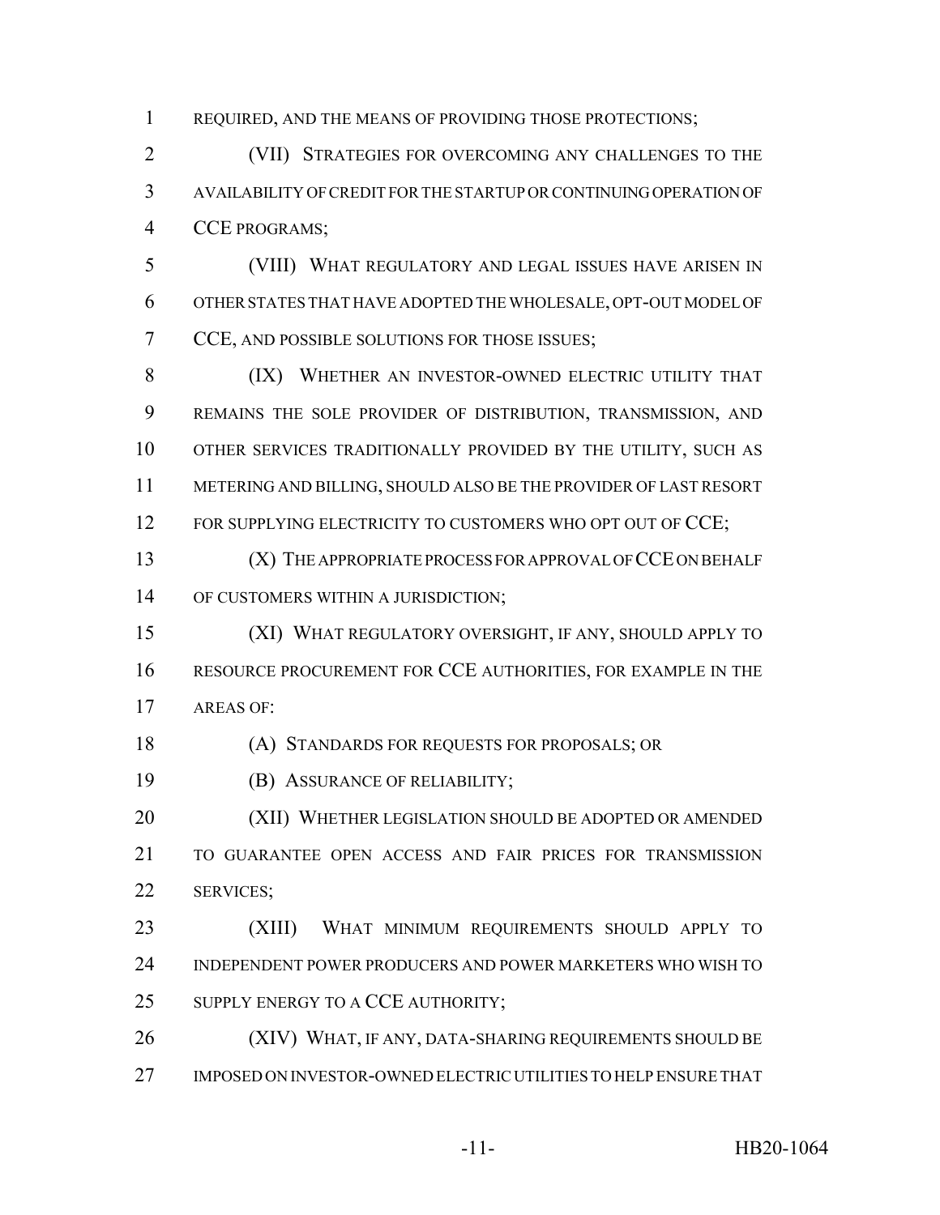REQUIRED, AND THE MEANS OF PROVIDING THOSE PROTECTIONS;

(VII) STRATEGIES FOR OVERCOMING ANY CHALLENGES TO THE AVAILABILITY OF CREDIT FOR THE STARTUP OR CONTINUING OPERATION OF CCE PROGRAMS;

(VIII) WHAT REGULATORY AND LEGAL ISSUES HAVE ARISEN IN OTHER STATES THAT HAVE ADOPTED THE WHOLESALE, OPT-OUT MODEL OF CCE, AND POSSIBLE SOLUTIONS FOR THOSE ISSUES;

(IX) WHETHER AN INVESTOR-OWNED ELECTRIC UTILITY THAT REMAINS THE SOLE PROVIDER OF DISTRIBUTION, TRANSMISSION, AND OTHER SERVICES TRADITIONALLY PROVIDED BY THE UTILITY, SUCH AS METERING AND BILLING, SHOULD ALSO BE THE PROVIDER OF LAST RESORT FOR SUPPLYING ELECTRICITY TO CUSTOMERS WHO OPT OUT OF CCE;

(X) THE APPROPRIATE PROCESS FOR APPROVAL OF CCE ON BEHALF OF CUSTOMERS WITHIN A JURISDICTION;

(XI) WHAT REGULATORY OVERSIGHT, IF ANY, SHOULD APPLY TO RESOURCE PROCUREMENT FOR CCE AUTHORITIES, FOR EXAMPLE IN THE AREAS OF:

(A) STANDARDS FOR REQUESTS FOR PROPOSALS; OR

(B) ASSURANCE OF RELIABILITY;

(XII) WHETHER LEGISLATION SHOULD BE ADOPTED OR AMENDED TO GUARANTEE OPEN ACCESS AND FAIR PRICES FOR TRANSMISSION SERVICES;

(XIII) WHAT MINIMUM REQUIREMENTS SHOULD APPLY TO INDEPENDENT POWER PRODUCERS AND POWER MARKETERS WHO WISH TO SUPPLY ENERGY TO A CCE AUTHORITY;

(XIV) WHAT, IF ANY, DATA-SHARING REQUIREMENTS SHOULD BE IMPOSED ON INVESTOR-OWNED ELECTRIC UTILITIES TO HELP ENSURE THAT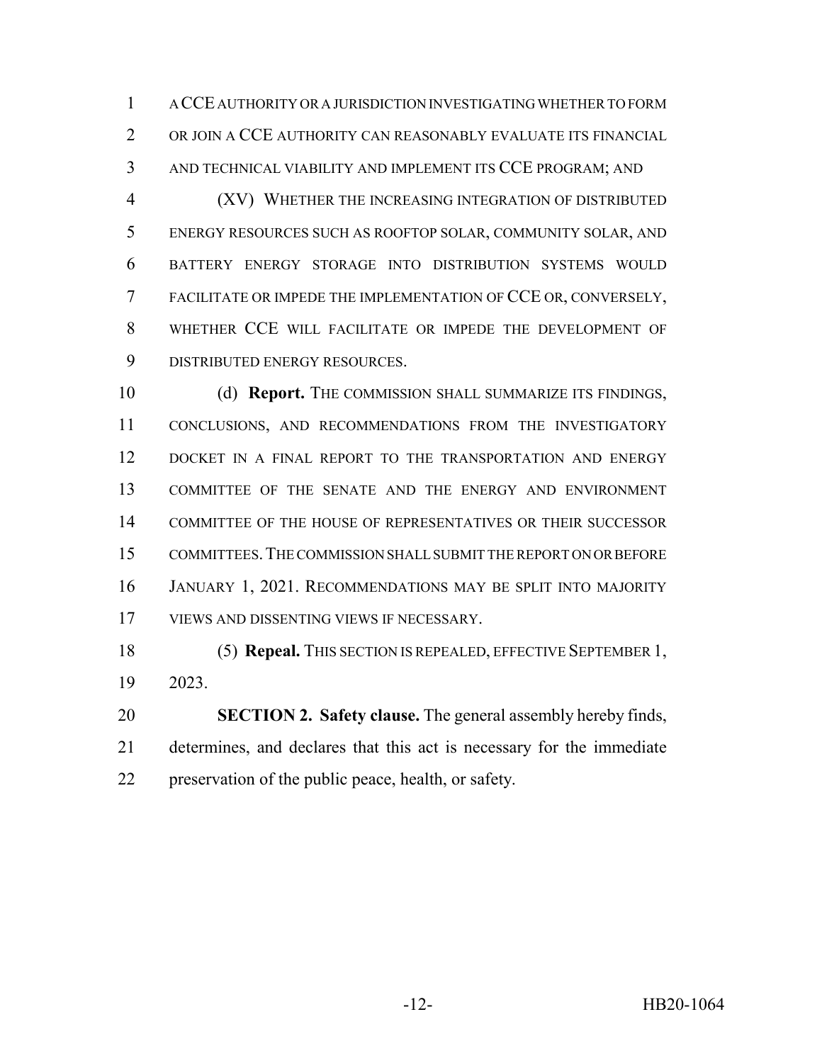A CCE AUTHORITY OR A JURISDICTION INVESTIGATING WHETHER TO FORM OR JOIN A CCE AUTHORITY CAN REASONABLY EVALUATE ITS FINANCIAL AND TECHNICAL VIABILITY AND IMPLEMENT ITS CCE PROGRAM; AND

(XV) WHETHER THE INCREASING INTEGRATION OF DISTRIBUTED ENERGY RESOURCES SUCH AS ROOFTOP SOLAR, COMMUNITY SOLAR, AND BATTERY ENERGY STORAGE INTO DISTRIBUTION SYSTEMS WOULD FACILITATE OR IMPEDE THE IMPLEMENTATION OF CCE OR, CONVERSELY, WHETHER CCE WILL FACILITATE OR IMPEDE THE DEVELOPMENT OF DISTRIBUTED ENERGY RESOURCES.

(d) **Report.** THE COMMISSION SHALL SUMMARIZE ITS FINDINGS, CONCLUSIONS, AND RECOMMENDATIONS FROM THE INVESTIGATORY DOCKET IN A FINAL REPORT TO THE TRANSPORTATION AND ENERGY COMMITTEE OF THE SENATE AND THE ENERGY AND ENVIRONMENT COMMITTEE OF THE HOUSE OF REPRESENTATIVES OR THEIR SUCCESSOR COMMITTEES. THE COMMISSION SHALL SUBMIT THE REPORT ON OR BEFORE JANUARY 1, 2021. RECOMMENDATIONS MAY BE SPLIT INTO MAJORITY VIEWS AND DISSENTING VIEWS IF NECESSARY.

(5) **Repeal.** THIS SECTION IS REPEALED, EFFECTIVE SEPTEMBER 1, 2023.

**SECTION 2. Safety clause.** The general assembly hereby finds, determines, and declares that this act is necessary for the immediate preservation of the public peace, health, or safety.